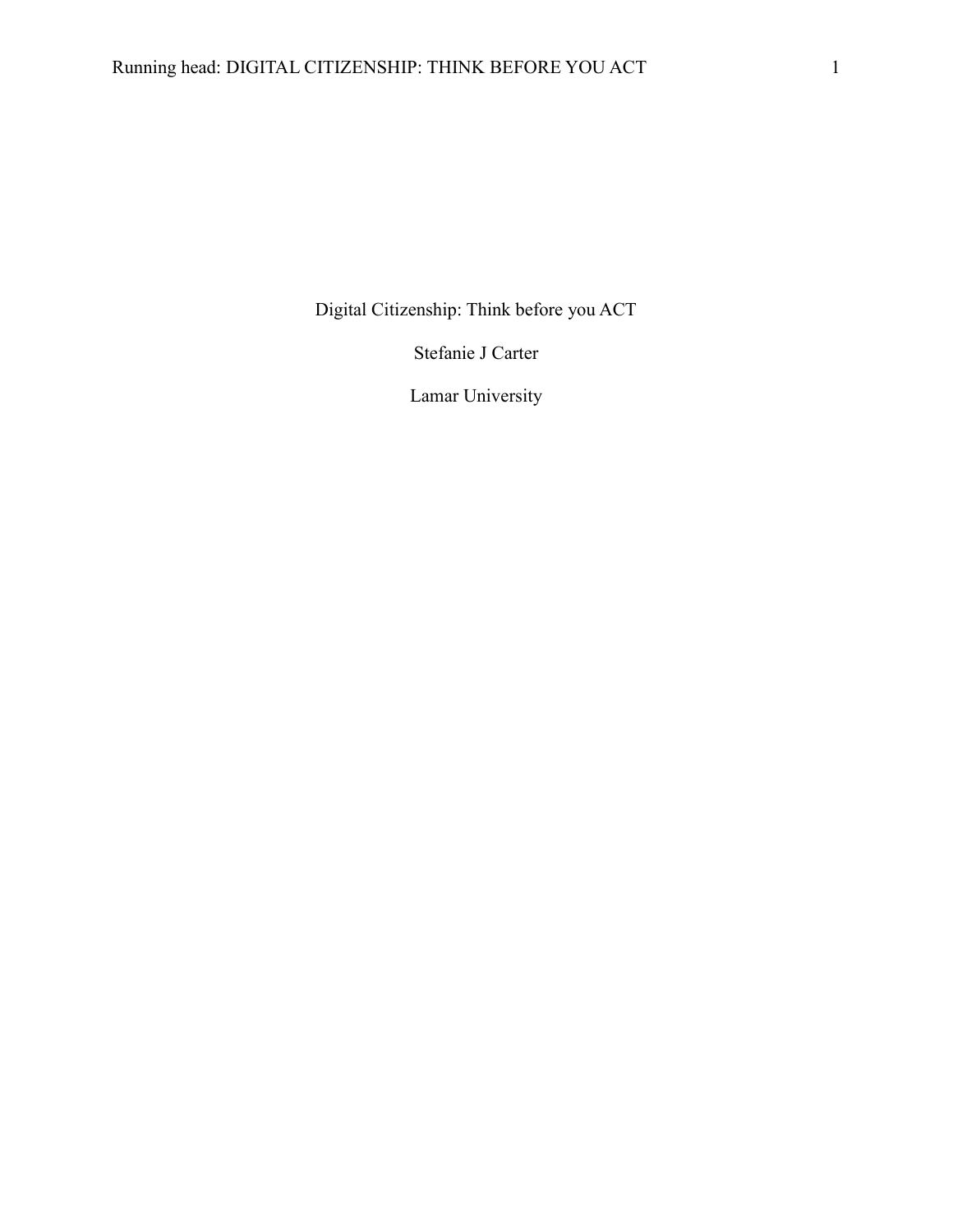# Digital Citizenship: Think before you ACT

Stefanie J Carter

Lamar University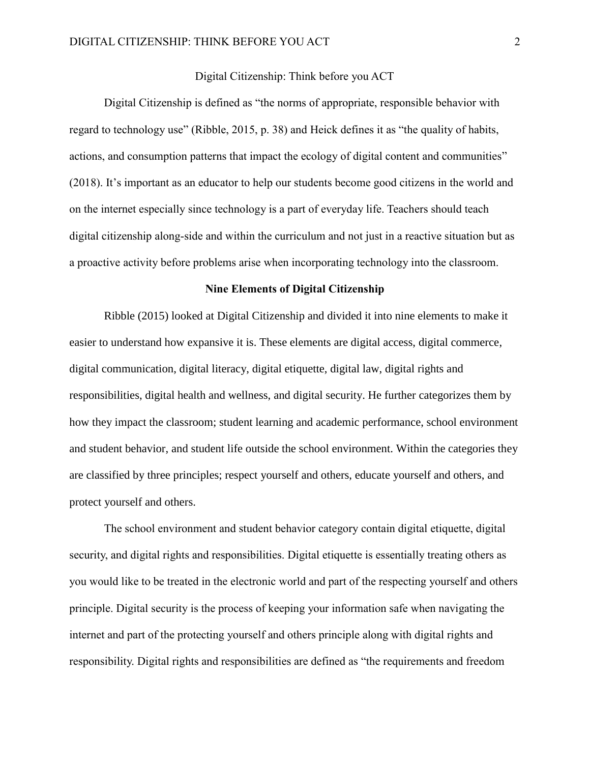Digital Citizenship: Think before you ACT

Digital Citizenship is defined as "the norms of appropriate, responsible behavior with regard to technology use" (Ribble, 2015, p. 38) and Heick defines it as "the quality of habits, actions, and consumption patterns that impact the ecology of digital content and communities" (2018). It's important as an educator to help our students become good citizens in the world and on the internet especially since technology is a part of everyday life. Teachers should teach digital citizenship along-side and within the curriculum and not just in a reactive situation but as a proactive activity before problems arise when incorporating technology into the classroom.

## Nine Elements of Digital Citizenship

Ribble (2015) looked at Digital Citizenship and divided it into nine elements to make it easier to understand how expansive it is. These elements are digital access, digital commerce, digital communication, digital literacy, digital etiquette, digital law, digital rights and responsibilities, digital health and wellness, and digital security. He further categorizes them by how they impact the classroom; student learning and academic performance, school environment and student behavior, and student life outside the school environment. Within the categories they are classified by three principles; respect yourself and others, educate yourself and others, and protect yourself and others.

The school environment and student behavior category contain digital etiquette, digital security, and digital rights and responsibilities. Digital etiquette is essentially treating others as you would like to be treated in the electronic world and part of the respecting yourself and others principle. Digital security is the process of keeping your information safe when navigating the internet and part of the protecting yourself and others principle along with digital rights and responsibility. Digital rights and responsibilities are defined as "the requirements and freedom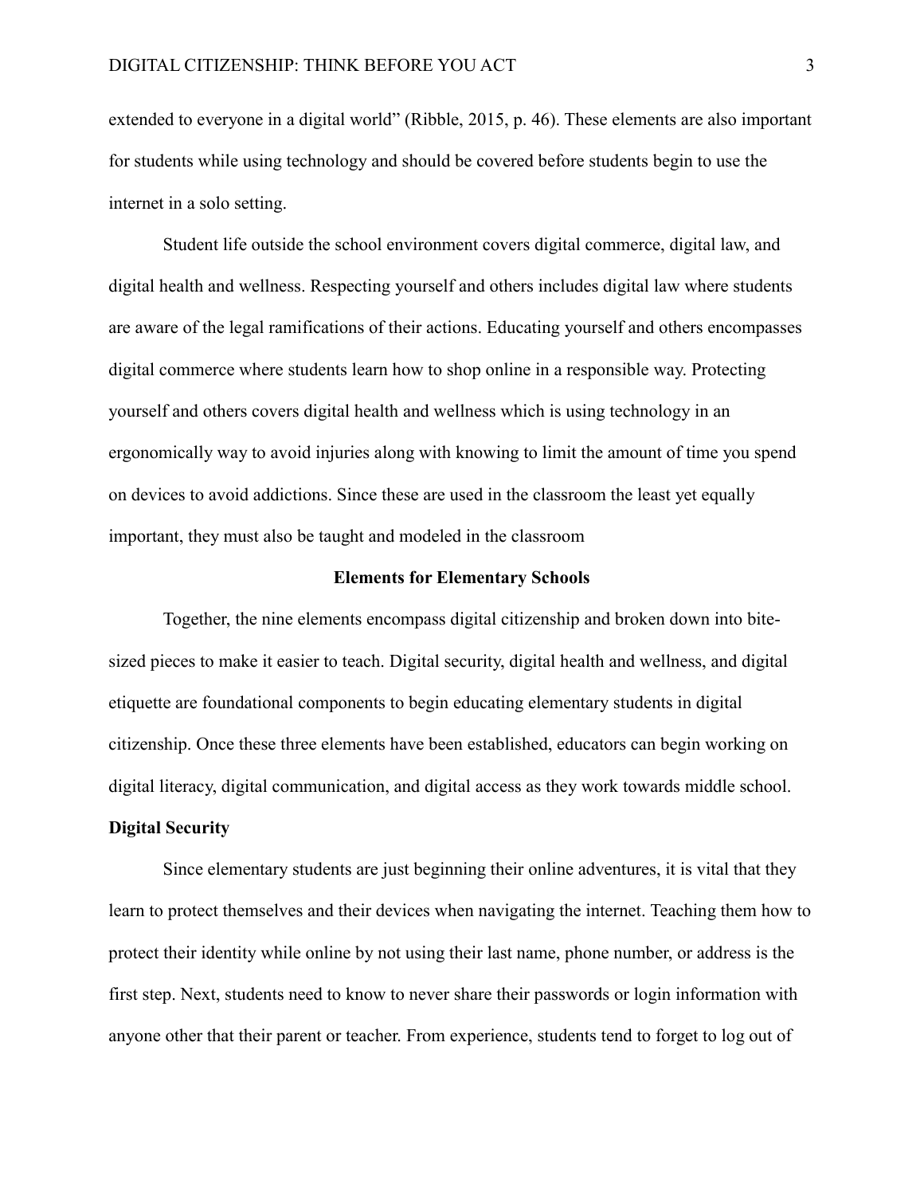extended to everyone in a digital world" (Ribble, 2015, p. 46). These elements are also important for students while using technology and should be covered before students begin to use the internet in a solo setting.

Student life outside the school environment covers digital commerce, digital law, and digital health and wellness. Respecting yourself and others includes digital law where students are aware of the legal ramifications of their actions. Educating yourself and others encompasses digital commerce where students learn how to shop online in a responsible way. Protecting yourself and others covers digital health and wellness which is using technology in an ergonomically way to avoid injuries along with knowing to limit the amount of time you spend on devices to avoid addictions. Since these are used in the classroom the least yet equally important, they must also be taught and modeled in the classroom

## Elements for Elementary Schools

Together, the nine elements encompass digital citizenship and broken down into bite-sized pieces to make it easier to teach. Digital security, digital health and wellness, and digital etiquette are foundational components to begin educating elementary students in digital citizenship. Once these three elements have been established, educators can begin working on digital literacy, digital communication, and digital access as they work towards middle school.

### Digital Security

Since elementary students are just beginning their online adventures, it is vital that they learn to protect themselves and their devices when navigating the internet. Teaching them how to protect their identity while online by not using their last name, phone number, or address is the first step. Next, students need to know to never share their passwords or login information with anyone other that their parent or teacher. From experience, students tend to forget to log out of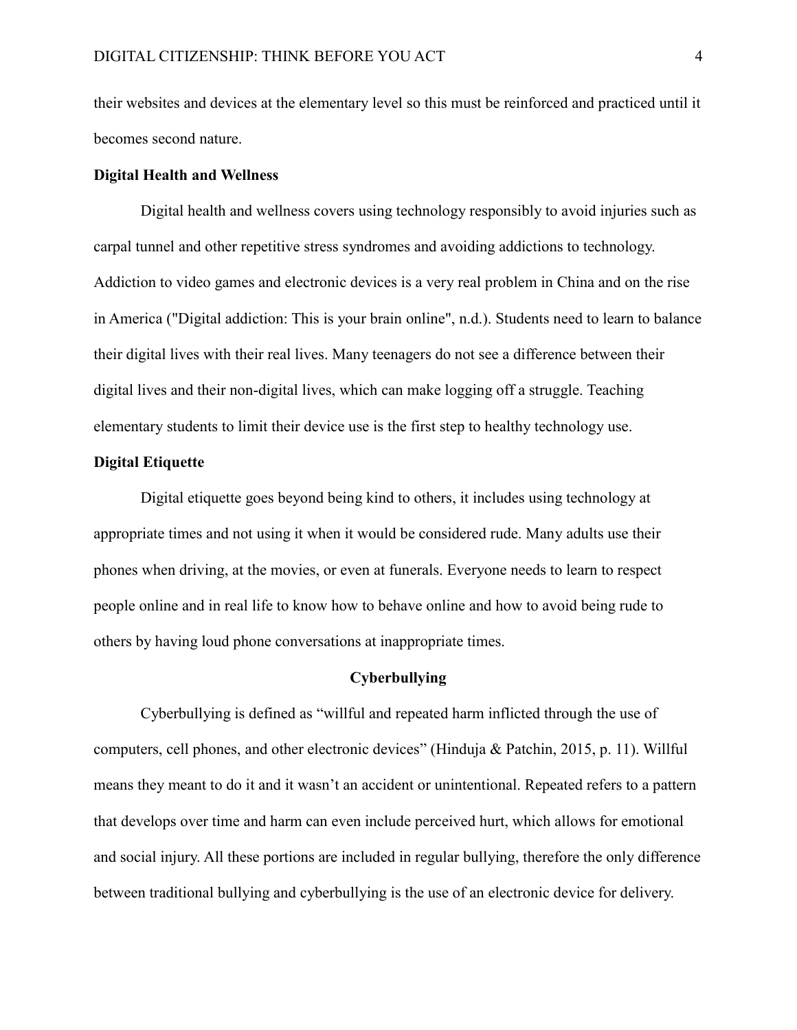their websites and devices at the elementary level so this must be reinforced and practiced until it becomes second nature.

### Digital Health and Wellness

Digital health and wellness covers using technology responsibly to avoid injuries such as carpal tunnel and other repetitive stress syndromes and avoiding addictions to technology. Addiction to video games and electronic devices is a very real problem in China and on the rise in America ("Digital addiction: This is your brain online", n.d.). Students need to learn to balance their digital lives with their real lives. Many teenagers do not see a difference between their digital lives and their non-digital lives, which can make logging off a struggle. Teaching elementary students to limit their device use is the first step to healthy technology use.

### Digital Etiquette

Digital etiquette goes beyond being kind to others, it includes using technology at appropriate times and not using it when it would be considered rude. Many adults use their phones when driving, at the movies, or even at funerals. Everyone needs to learn to respect people online and in real life to know how to behave online and how to avoid being rude to others by having loud phone conversations at inappropriate times.

## Cyberbullying

Cyberbullying is defined as "willful and repeated harm inflicted through the use of computers, cell phones, and other electronic devices" (Hinduja & Patchin, 2015, p. 11). Willful means they meant to do it and it wasn't an accident or unintentional. Repeated refers to a pattern that develops over time and harm can even include perceived hurt, which allows for emotional and social injury. All these portions are included in regular bullying, therefore the only difference between traditional bullying and cyberbullying is the use of an electronic device for delivery.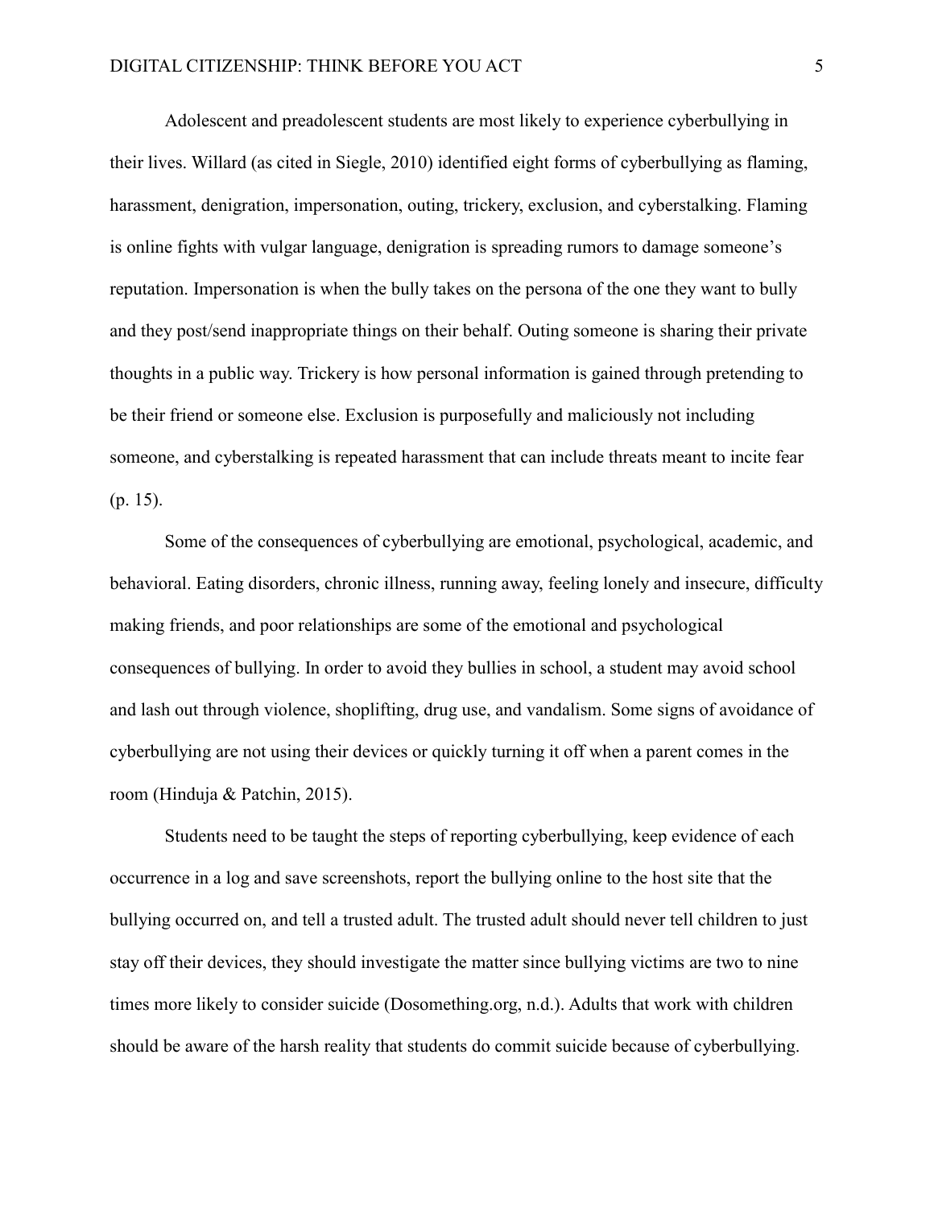Adolescent and preadolescent students are most likely to experience cyberbullying in their lives. Willard (as cited in Siegle, 2010) identified eight forms of cyberbullying as flaming, harassment, denigration, impersonation, outing, trickery, exclusion, and cyberstalking. Flaming is online fights with vulgar language, denigration is spreading rumors to damage someone's reputation. Impersonation is when the bully takes on the persona of the one they want to bully and they post/send inappropriate things on their behalf. Outing someone is sharing their private thoughts in a public way. Trickery is how personal information is gained through pretending to be their friend or someone else. Exclusion is purposefully and maliciously not including someone, and cyberstalking is repeated harassment that can include threats meant to incite fear (p. 15).

Some of the consequences of cyberbullying are emotional, psychological, academic, and behavioral. Eating disorders, chronic illness, running away, feeling lonely and insecure, difficulty making friends, and poor relationships are some of the emotional and psychological consequences of bullying. In order to avoid they bullies in school, a student may avoid school and lash out through violence, shoplifting, drug use, and vandalism. Some signs of avoidance of cyberbullying are not using their devices or quickly turning it off when a parent comes in the room (Hinduja & Patchin, 2015).

Students need to be taught the steps of reporting cyberbullying, keep evidence of each occurrence in a log and save screenshots, report the bullying online to the host site that the bullying occurred on, and tell a trusted adult. The trusted adult should never tell children to just stay off their devices, they should investigate the matter since bullying victims are two to nine times more likely to consider suicide (Dosomething.org, n.d.). Adults that work with children should be aware of the harsh reality that students do commit suicide because of cyberbullying.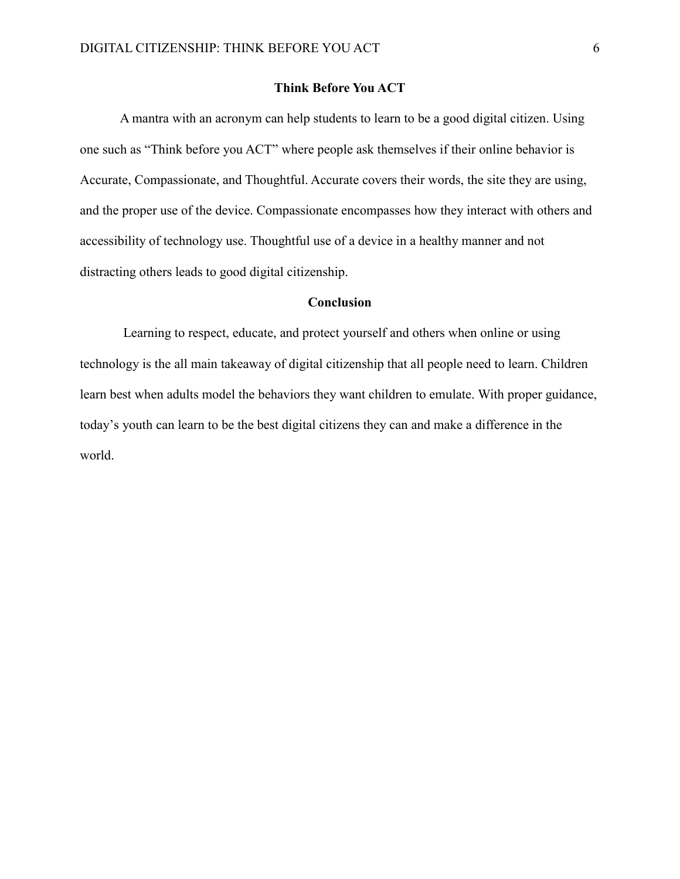## Think Before You ACT

A mantra with an acronym can help students to learn to be a good digital citizen. Using one such as "Think before you ACT" where people ask themselves if their online behavior is Accurate, Compassionate, and Thoughtful. Accurate covers their words, the site they are using, and the proper use of the device. Compassionate encompasses how they interact with others and accessibility of technology use. Thoughtful use of a device in a healthy manner and not distracting others leads to good digital citizenship.

## Conclusion

Learning to respect, educate, and protect yourself and others when online or using technology is the all main takeaway of digital citizenship that all people need to learn. Children learn best when adults model the behaviors they want children to emulate. With proper guidance, today's youth can learn to be the best digital citizens they can and make a difference in the world.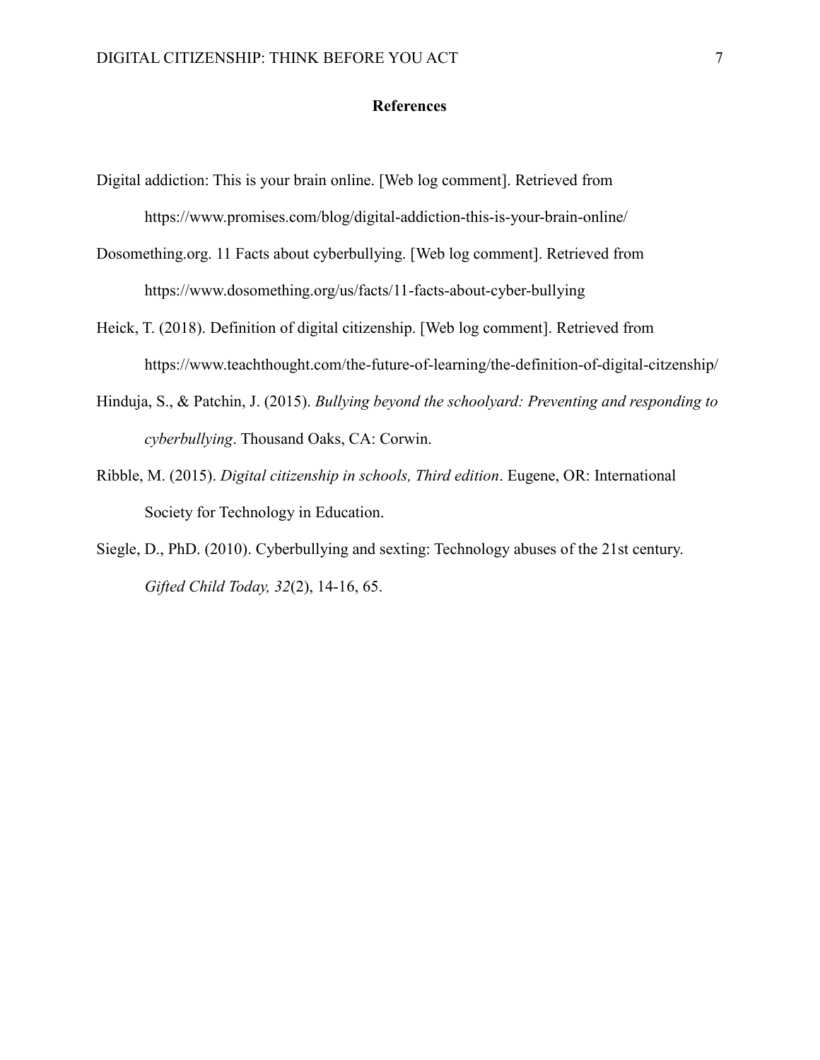# References

Digital addiction: This is your brain online. [Web log comment]. Retrieved from https://www.promises.com/blog/digital-addiction-this-is-your-brain-online/

Dosomething.org. 11 Facts about cyberbullying. [Web log comment]. Retrieved from https://www.dosomething.org/us/facts/11-facts-about-cyber-bullying

Heick, T. (2018). Definition of digital citizenship. [Web log comment]. Retrieved from https://www.teachthought.com/the-future-of-learning/the-definition-of-digital-citzenship/

Hinduja, S., & Patchin, J. (2015). *Bullying beyond the schoolyard: Preventing and responding to cyberbullying*. Thousand Oaks, CA: Corwin.

Ribble, M. (2015). *Digital citizenship in schools, Third edition*. Eugene, OR: International Society for Technology in Education.

Siegle, D., PhD. (2010). Cyberbullying and sexting: Technology abuses of the 21st century. *Gifted Child Today, 32*(2), 14-16, 65.